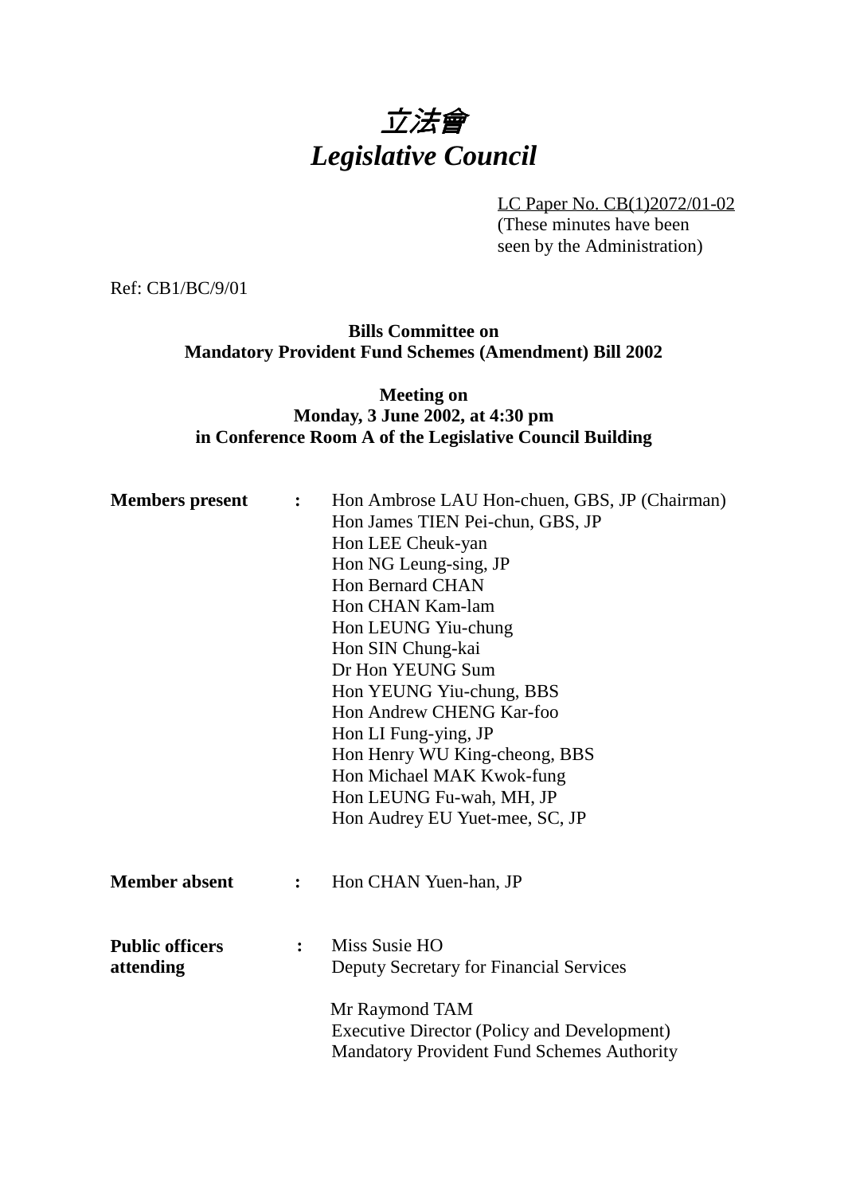# *立法會*
# *Legislative Council*

LC Paper No. CB(1)2072/01-02
(These minutes have been seen by the Administration)

Ref: CB1/BC/9/01

**Bills Committee on**
**Mandatory Provident Fund Schemes (Amendment) Bill 2002**

**Meeting on**
**Monday, 3 June 2002, at 4:30 pm**
**in Conference Room A of the Legislative Council Building**

**Members present** : Hon Ambrose LAU Hon-chuen, GBS, JP (Chairman)
Hon James TIEN Pei-chun, GBS, JP
Hon LEE Cheuk-yan
Hon NG Leung-sing, JP
Hon Bernard CHAN
Hon CHAN Kam-lam
Hon LEUNG Yiu-chung
Hon SIN Chung-kai
Dr Hon YEUNG Sum
Hon YEUNG Yiu-chung, BBS
Hon Andrew CHENG Kar-foo
Hon LI Fung-ying, JP
Hon Henry WU King-cheong, BBS
Hon Michael MAK Kwok-fung
Hon LEUNG Fu-wah, MH, JP
Hon Audrey EU Yuet-mee, SC, JP

**Member absent** : Hon CHAN Yuen-han, JP

**Public officers attending** : Miss Susie HO
Deputy Secretary for Financial Services

Mr Raymond TAM
Executive Director (Policy and Development)
Mandatory Provident Fund Schemes Authority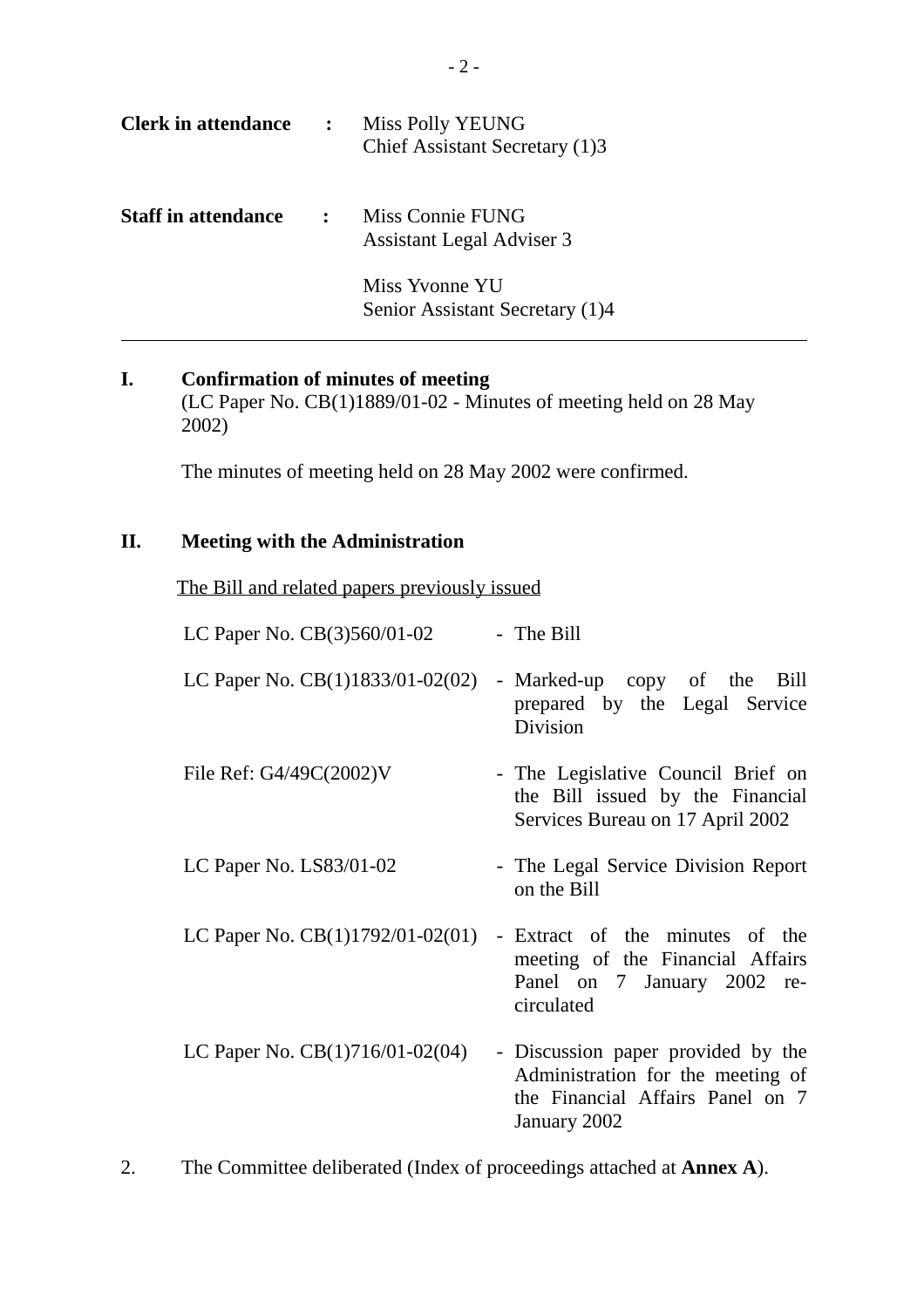| | | |
|---|---|---|
| **Clerk in attendance** | : | Miss Polly YEUNG<br>Chief Assistant Secretary (1)3 |
| **Staff in attendance** | : | Miss Connie FUNG<br>Assistant Legal Adviser 3<br><br>Miss Yvonne YU<br>Senior Assistant Secretary (1)4 |

---

## I. Confirmation of minutes of meeting

(LC Paper No. CB(1)1889/01-02 - Minutes of meeting held on 28 May 2002)

The minutes of meeting held on 28 May 2002 were confirmed.

## II. Meeting with the Administration

<u>The Bill and related papers previously issued</u>

| | |
|---|---|
| LC Paper No. CB(3)560/01-02 | - The Bill |
| LC Paper No. CB(1)1833/01-02(02) | - Marked-up copy of the Bill prepared by the Legal Service Division |
| File Ref: G4/49C(2002)V | - The Legislative Council Brief on the Bill issued by the Financial Services Bureau on 17 April 2002 |
| LC Paper No. LS83/01-02 | - The Legal Service Division Report on the Bill |
| LC Paper No. CB(1)1792/01-02(01) | - Extract of the minutes of the meeting of the Financial Affairs Panel on 7 January 2002 re-circulated |
| LC Paper No. CB(1)716/01-02(04) | - Discussion paper provided by the Administration for the meeting of the Financial Affairs Panel on 7 January 2002 |

2. The Committee deliberated (Index of proceedings attached at **Annex A**).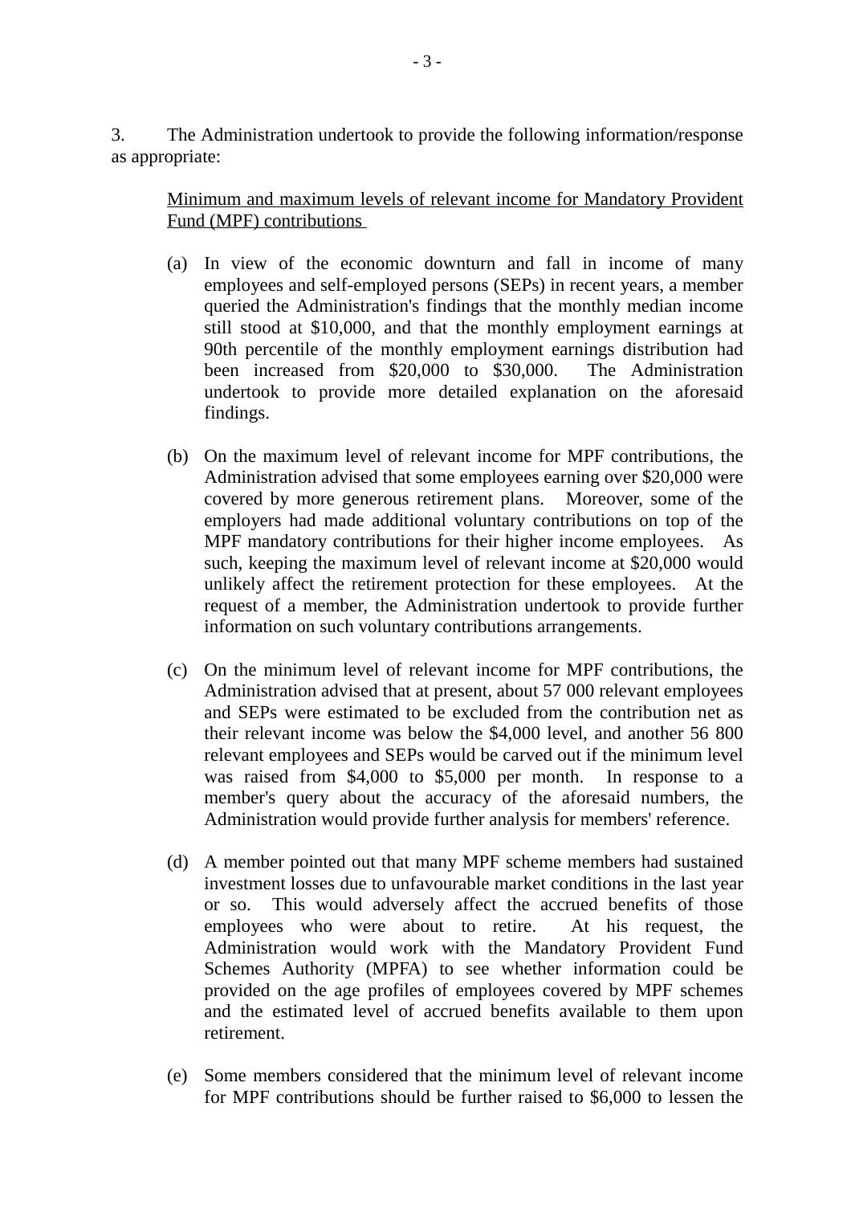3. The Administration undertook to provide the following information/response as appropriate:

Minimum and maximum levels of relevant income for Mandatory Provident Fund (MPF) contributions

(a) In view of the economic downturn and fall in income of many employees and self-employed persons (SEPs) in recent years, a member queried the Administration's findings that the monthly median income still stood at $10,000, and that the monthly employment earnings at 90th percentile of the monthly employment earnings distribution had been increased from $20,000 to $30,000. The Administration undertook to provide more detailed explanation on the aforesaid findings.

(b) On the maximum level of relevant income for MPF contributions, the Administration advised that some employees earning over $20,000 were covered by more generous retirement plans. Moreover, some of the employers had made additional voluntary contributions on top of the MPF mandatory contributions for their higher income employees. As such, keeping the maximum level of relevant income at $20,000 would unlikely affect the retirement protection for these employees. At the request of a member, the Administration undertook to provide further information on such voluntary contributions arrangements.

(c) On the minimum level of relevant income for MPF contributions, the Administration advised that at present, about 57 000 relevant employees and SEPs were estimated to be excluded from the contribution net as their relevant income was below the $4,000 level, and another 56 800 relevant employees and SEPs would be carved out if the minimum level was raised from $4,000 to $5,000 per month. In response to a member's query about the accuracy of the aforesaid numbers, the Administration would provide further analysis for members' reference.

(d) A member pointed out that many MPF scheme members had sustained investment losses due to unfavourable market conditions in the last year or so. This would adversely affect the accrued benefits of those employees who were about to retire. At his request, the Administration would work with the Mandatory Provident Fund Schemes Authority (MPFA) to see whether information could be provided on the age profiles of employees covered by MPF schemes and the estimated level of accrued benefits available to them upon retirement.

(e) Some members considered that the minimum level of relevant income for MPF contributions should be further raised to $6,000 to lessen the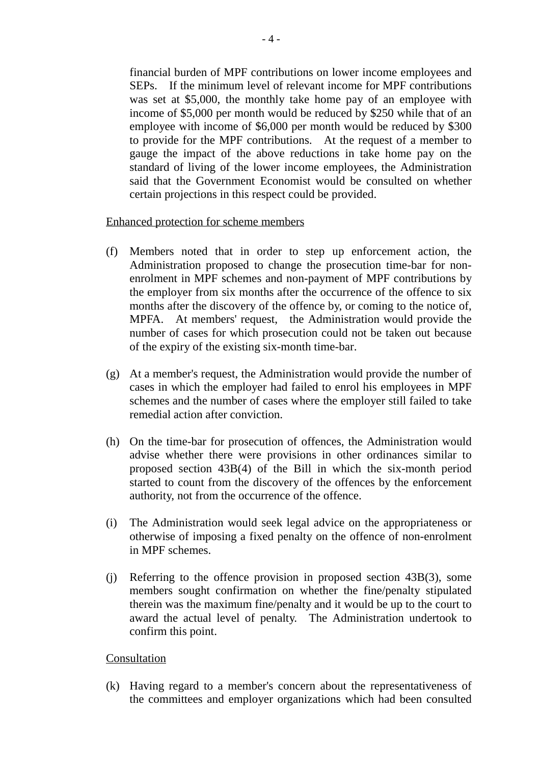financial burden of MPF contributions on lower income employees and SEPs. If the minimum level of relevant income for MPF contributions was set at $5,000, the monthly take home pay of an employee with income of $5,000 per month would be reduced by $250 while that of an employee with income of $6,000 per month would be reduced by $300 to provide for the MPF contributions. At the request of a member to gauge the impact of the above reductions in take home pay on the standard of living of the lower income employees, the Administration said that the Government Economist would be consulted on whether certain projections in this respect could be provided.

<u>Enhanced protection for scheme members</u>

(f) Members noted that in order to step up enforcement action, the Administration proposed to change the prosecution time-bar for non-enrolment in MPF schemes and non-payment of MPF contributions by the employer from six months after the occurrence of the offence to six months after the discovery of the offence by, or coming to the notice of, MPFA. At members' request, the Administration would provide the number of cases for which prosecution could not be taken out because of the expiry of the existing six-month time-bar.

(g) At a member's request, the Administration would provide the number of cases in which the employer had failed to enrol his employees in MPF schemes and the number of cases where the employer still failed to take remedial action after conviction.

(h) On the time-bar for prosecution of offences, the Administration would advise whether there were provisions in other ordinances similar to proposed section 43B(4) of the Bill in which the six-month period started to count from the discovery of the offences by the enforcement authority, not from the occurrence of the offence.

(i) The Administration would seek legal advice on the appropriateness or otherwise of imposing a fixed penalty on the offence of non-enrolment in MPF schemes.

(j) Referring to the offence provision in proposed section 43B(3), some members sought confirmation on whether the fine/penalty stipulated therein was the maximum fine/penalty and it would be up to the court to award the actual level of penalty. The Administration undertook to confirm this point.

<u>Consultation</u>

(k) Having regard to a member's concern about the representativeness of the committees and employer organizations which had been consulted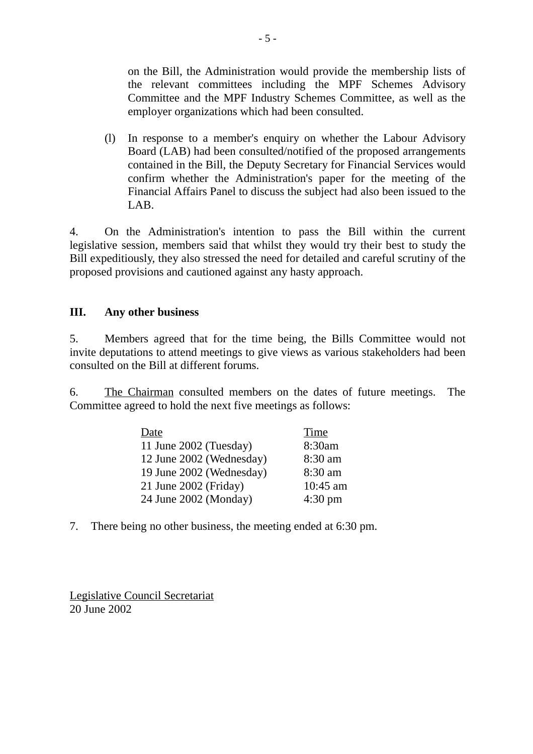on the Bill, the Administration would provide the membership lists of the relevant committees including the MPF Schemes Advisory Committee and the MPF Industry Schemes Committee, as well as the employer organizations which had been consulted.

(l) In response to a member's enquiry on whether the Labour Advisory Board (LAB) had been consulted/notified of the proposed arrangements contained in the Bill, the Deputy Secretary for Financial Services would confirm whether the Administration's paper for the meeting of the Financial Affairs Panel to discuss the subject had also been issued to the LAB.

4. On the Administration's intention to pass the Bill within the current legislative session, members said that whilst they would try their best to study the Bill expeditiously, they also stressed the need for detailed and careful scrutiny of the proposed provisions and cautioned against any hasty approach.

## III. Any other business

5. Members agreed that for the time being, the Bills Committee would not invite deputations to attend meetings to give views as various stakeholders had been consulted on the Bill at different forums.

6. The Chairman consulted members on the dates of future meetings. The Committee agreed to hold the next five meetings as follows:

| Date | Time |
|---|---|
| 11 June 2002 (Tuesday) | 8:30am |
| 12 June 2002 (Wednesday) | 8:30 am |
| 19 June 2002 (Wednesday) | 8:30 am |
| 21 June 2002 (Friday) | 10:45 am |
| 24 June 2002 (Monday) | 4:30 pm |

7. There being no other business, the meeting ended at 6:30 pm.

Legislative Council Secretariat
20 June 2002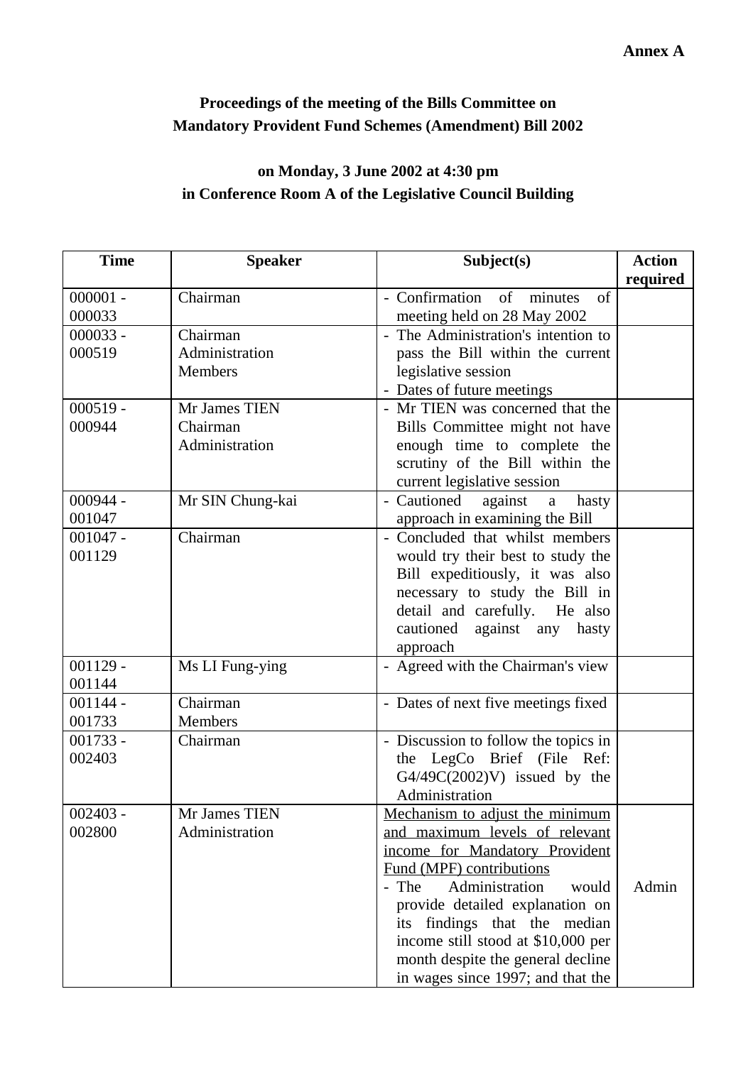**Annex A**

**Proceedings of the meeting of the Bills Committee on Mandatory Provident Fund Schemes (Amendment) Bill 2002**

**on Monday, 3 June 2002 at 4:30 pm in Conference Room A of the Legislative Council Building**

| Time | Speaker | Subject(s) | Action required |
|---|---|---|---|
| 000001 - 000033 | Chairman | - Confirmation of minutes of meeting held on 28 May 2002 | |
| 000033 - 000519 | Chairman<br>Administration<br>Members | - The Administration's intention to pass the Bill within the current legislative session<br>- Dates of future meetings | |
| 000519 - 000944 | Mr James TIEN<br>Chairman<br>Administration | - Mr TIEN was concerned that the Bills Committee might not have enough time to complete the scrutiny of the Bill within the current legislative session | |
| 000944 - 001047 | Mr SIN Chung-kai | - Cautioned against a hasty approach in examining the Bill | |
| 001047 - 001129 | Chairman | - Concluded that whilst members would try their best to study the Bill expeditiously, it was also necessary to study the Bill in detail and carefully. He also cautioned against any hasty approach | |
| 001129 - 001144 | Ms LI Fung-ying | - Agreed with the Chairman's view | |
| 001144 - 001733 | Chairman<br>Members | - Dates of next five meetings fixed | |
| 001733 - 002403 | Chairman | - Discussion to follow the topics in the LegCo Brief (File Ref: G4/49C(2002)V) issued by the Administration | |
| 002403 - 002800 | Mr James TIEN<br>Administration | <u>Mechanism to adjust the minimum and maximum levels of relevant income for Mandatory Provident Fund (MPF) contributions</u><br>- The Administration would provide detailed explanation on its findings that the median income still stood at $10,000 per month despite the general decline in wages since 1997; and that the | Admin |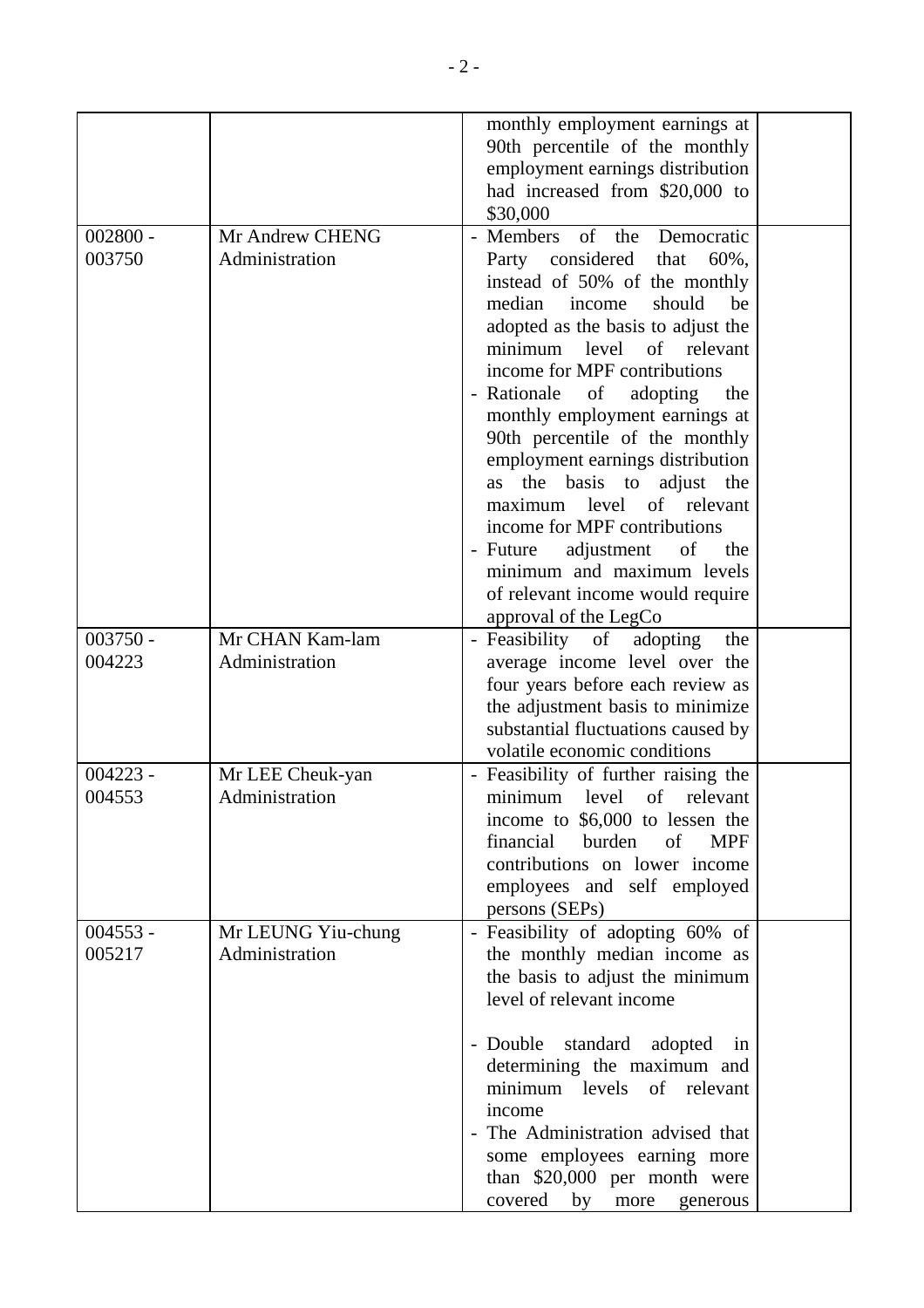| | | | |
|---|---|---|---|
| | | monthly employment earnings at 90th percentile of the monthly employment earnings distribution had increased from $20,000 to $30,000 | |
| 002800 - 003750 | Mr Andrew CHENG<br>Administration | - Members of the Democratic Party considered that 60%, instead of 50% of the monthly median income should be adopted as the basis to adjust the minimum level of relevant income for MPF contributions<br>- Rationale of adopting the monthly employment earnings at 90th percentile of the monthly employment earnings distribution as the basis to adjust the maximum level of relevant income for MPF contributions<br>- Future adjustment of the minimum and maximum levels of relevant income would require approval of the LegCo | |
| 003750 - 004223 | Mr CHAN Kam-lam<br>Administration | - Feasibility of adopting the average income level over the four years before each review as the adjustment basis to minimize substantial fluctuations caused by volatile economic conditions | |
| 004223 - 004553 | Mr LEE Cheuk-yan<br>Administration | - Feasibility of further raising the minimum level of relevant income to $6,000 to lessen the financial burden of MPF contributions on lower income employees and self employed persons (SEPs) | |
| 004553 - 005217 | Mr LEUNG Yiu-chung<br>Administration | - Feasibility of adopting 60% of the monthly median income as the basis to adjust the minimum level of relevant income<br><br>- Double standard adopted in determining the maximum and minimum levels of relevant income<br>- The Administration advised that some employees earning more than $20,000 per month were covered by more generous | |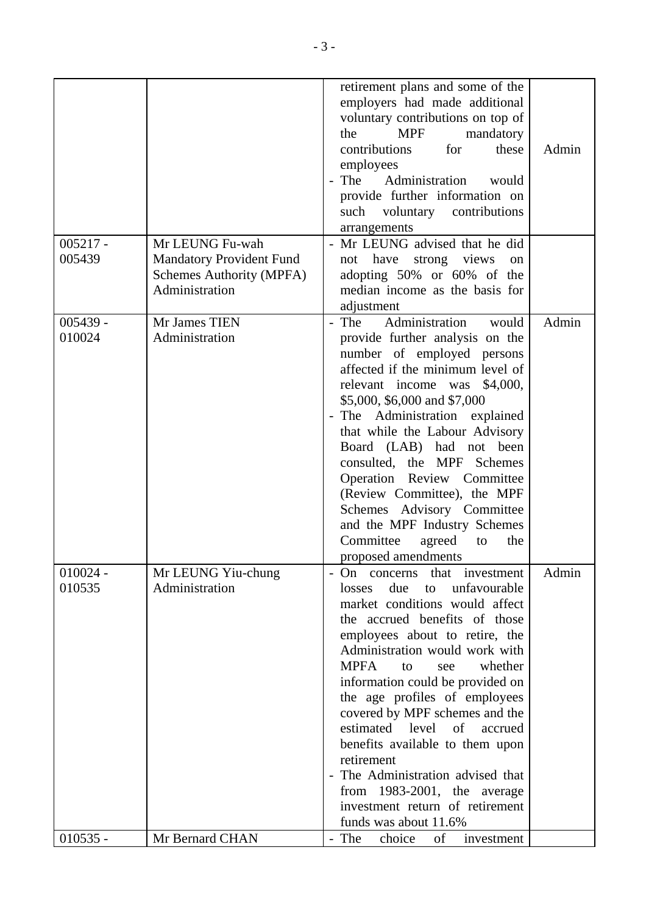| | | | |
|---|---|---|---|
| | | retirement plans and some of the employers had made additional voluntary contributions on top of the MPF mandatory contributions for these employees<br>- The Administration would provide further information on such voluntary contributions arrangements | Admin |
| 005217 - 005439 | Mr LEUNG Fu-wah<br>Mandatory Provident Fund Schemes Authority (MPFA)<br>Administration | - Mr LEUNG advised that he did not have strong views on adopting 50% or 60% of the median income as the basis for adjustment | |
| 005439 - 010024 | Mr James TIEN<br>Administration | - The Administration would provide further analysis on the number of employed persons affected if the minimum level of relevant income was \$4,000, \$5,000, \$6,000 and \$7,000<br>- The Administration explained that while the Labour Advisory Board (LAB) had not been consulted, the MPF Schemes Operation Review Committee (Review Committee), the MPF Schemes Advisory Committee and the MPF Industry Schemes Committee agreed to the proposed amendments | Admin |
| 010024 - 010535 | Mr LEUNG Yiu-chung<br>Administration | - On concerns that investment losses due to unfavourable market conditions would affect the accrued benefits of those employees about to retire, the Administration would work with MPFA to see whether information could be provided on the age profiles of employees covered by MPF schemes and the estimated level of accrued benefits available to them upon retirement<br>- The Administration advised that from 1983-2001, the average investment return of retirement funds was about 11.6% | Admin |
| 010535 - | Mr Bernard CHAN | - The choice of investment | |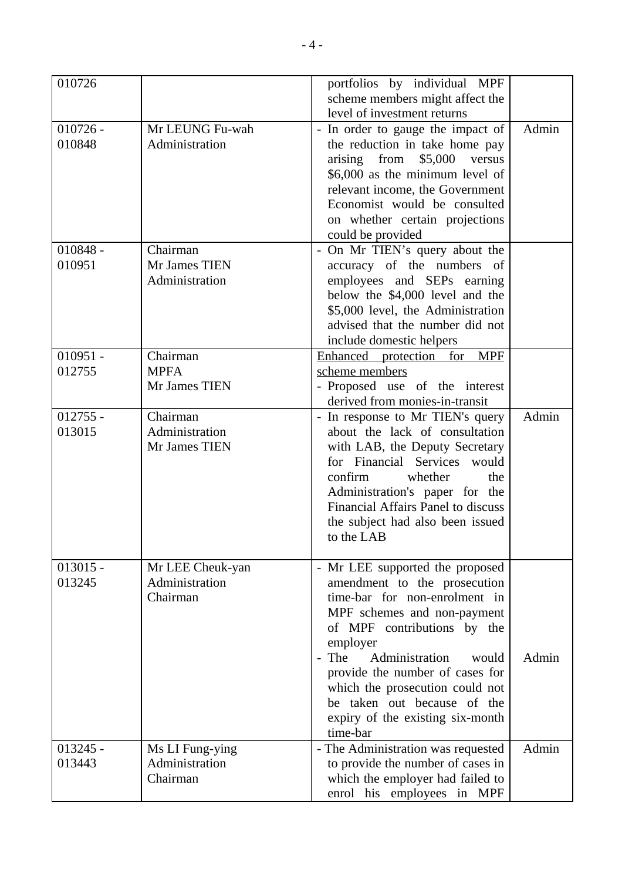| | | | |
|---|---|---|---|
| 010726 | | portfolios by individual MPF scheme members might affect the level of investment returns | |
| 010726 - 010848 | Mr LEUNG Fu-wah<br>Administration | - In order to gauge the impact of the reduction in take home pay arising from $5,000 versus $6,000 as the minimum level of relevant income, the Government Economist would be consulted on whether certain projections could be provided | Admin |
| 010848 - 010951 | Chairman<br>Mr James TIEN<br>Administration | - On Mr TIEN's query about the accuracy of the numbers of employees and SEPs earning below the $4,000 level and the $5,000 level, the Administration advised that the number did not include domestic helpers | |
| 010951 - 012755 | Chairman<br>MPFA<br>Mr James TIEN | <u>Enhanced protection for MPF scheme members</u><br>- Proposed use of the interest derived from monies-in-transit | |
| 012755 - 013015 | Chairman<br>Administration<br>Mr James TIEN | - In response to Mr TIEN's query about the lack of consultation with LAB, the Deputy Secretary for Financial Services would confirm whether the Administration's paper for the Financial Affairs Panel to discuss the subject had also been issued to the LAB | Admin |
| 013015 - 013245 | Mr LEE Cheuk-yan<br>Administration<br>Chairman | - Mr LEE supported the proposed amendment to the prosecution time-bar for non-enrolment in MPF schemes and non-payment of MPF contributions by the employer<br>- The Administration would provide the number of cases for which the prosecution could not be taken out because of the expiry of the existing six-month time-bar | <br><br><br><br><br>Admin |
| 013245 - 013443 | Ms LI Fung-ying<br>Administration<br>Chairman | - The Administration was requested to provide the number of cases in which the employer had failed to enrol his employees in MPF | Admin |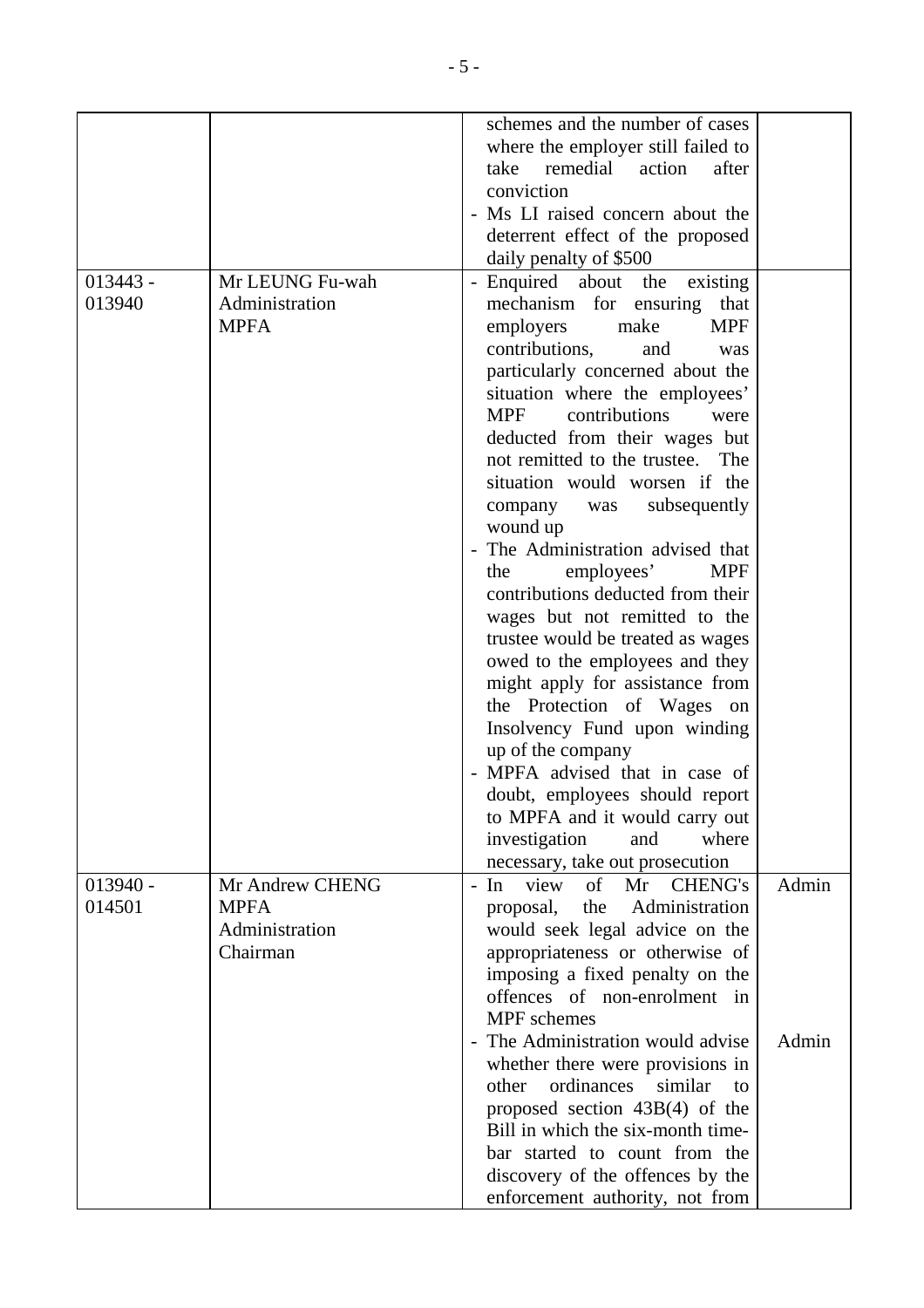| | | | |
|---|---|---|---|
| | | schemes and the number of cases where the employer still failed to take remedial action after conviction<br>- Ms LI raised concern about the deterrent effect of the proposed daily penalty of $500 | |
| 013443 - 013940 | Mr LEUNG Fu-wah<br>Administration<br>MPFA | - Enquired about the existing mechanism for ensuring that employers make MPF contributions, and was particularly concerned about the situation where the employees' MPF contributions were deducted from their wages but not remitted to the trustee. The situation would worsen if the company was subsequently wound up<br>- The Administration advised that the employees' MPF contributions deducted from their wages but not remitted to the trustee would be treated as wages owed to the employees and they might apply for assistance from the Protection of Wages on Insolvency Fund upon winding up of the company<br>- MPFA advised that in case of doubt, employees should report to MPFA and it would carry out investigation and where necessary, take out prosecution | |
| 013940 - 014501 | Mr Andrew CHENG<br>MPFA<br>Administration<br>Chairman | - In view of Mr CHENG's proposal, the Administration would seek legal advice on the appropriateness or otherwise of imposing a fixed penalty on the offences of non-enrolment in MPF schemes<br>- The Administration would advise whether there were provisions in other ordinances similar to proposed section 43B(4) of the Bill in which the six-month time-bar started to count from the discovery of the offences by the enforcement authority, not from | Admin<br><br><br><br><br><br>Admin |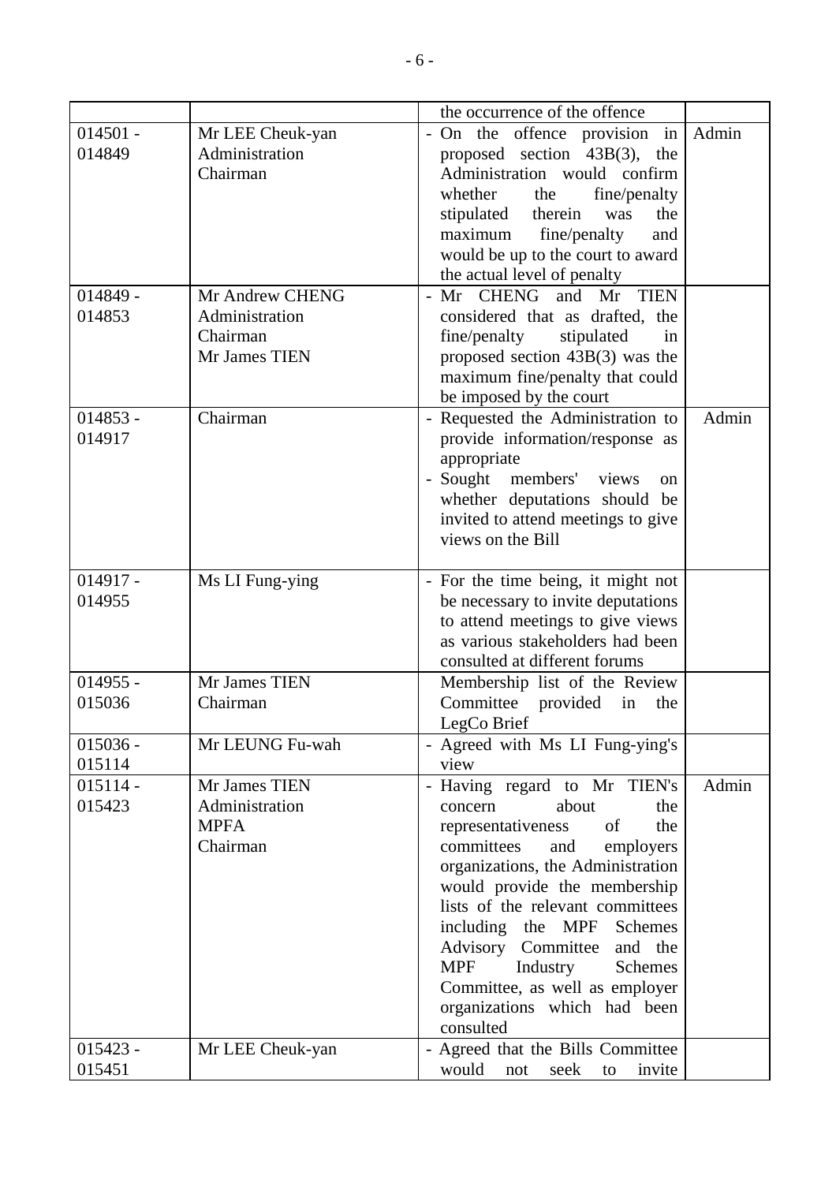| | | | |
|---|---|---|---|
| | | the occurrence of the offence | |
| 014501 - 014849 | Mr LEE Cheuk-yan<br>Administration<br>Chairman | - On the offence provision in proposed section 43B(3), the Administration would confirm whether the fine/penalty stipulated therein was the maximum fine/penalty and would be up to the court to award the actual level of penalty | Admin |
| 014849 - 014853 | Mr Andrew CHENG<br>Administration<br>Chairman<br>Mr James TIEN | - Mr CHENG and Mr TIEN considered that as drafted, the fine/penalty stipulated in proposed section 43B(3) was the maximum fine/penalty that could be imposed by the court | |
| 014853 - 014917 | Chairman | - Requested the Administration to provide information/response as appropriate<br>- Sought members' views on whether deputations should be invited to attend meetings to give views on the Bill | Admin |
| 014917 - 014955 | Ms LI Fung-ying | - For the time being, it might not be necessary to invite deputations to attend meetings to give views as various stakeholders had been consulted at different forums | |
| 014955 - 015036 | Mr James TIEN<br>Chairman | Membership list of the Review Committee provided in the LegCo Brief | |
| 015036 - 015114 | Mr LEUNG Fu-wah | - Agreed with Ms LI Fung-ying's view | |
| 015114 - 015423 | Mr James TIEN<br>Administration<br>MPFA<br>Chairman | - Having regard to Mr TIEN's concern about the representativeness of the committees and employers organizations, the Administration would provide the membership lists of the relevant committees including the MPF Schemes Advisory Committee and the MPF Industry Schemes Committee, as well as employer organizations which had been consulted | Admin |
| 015423 - 015451 | Mr LEE Cheuk-yan | - Agreed that the Bills Committee would not seek to invite | |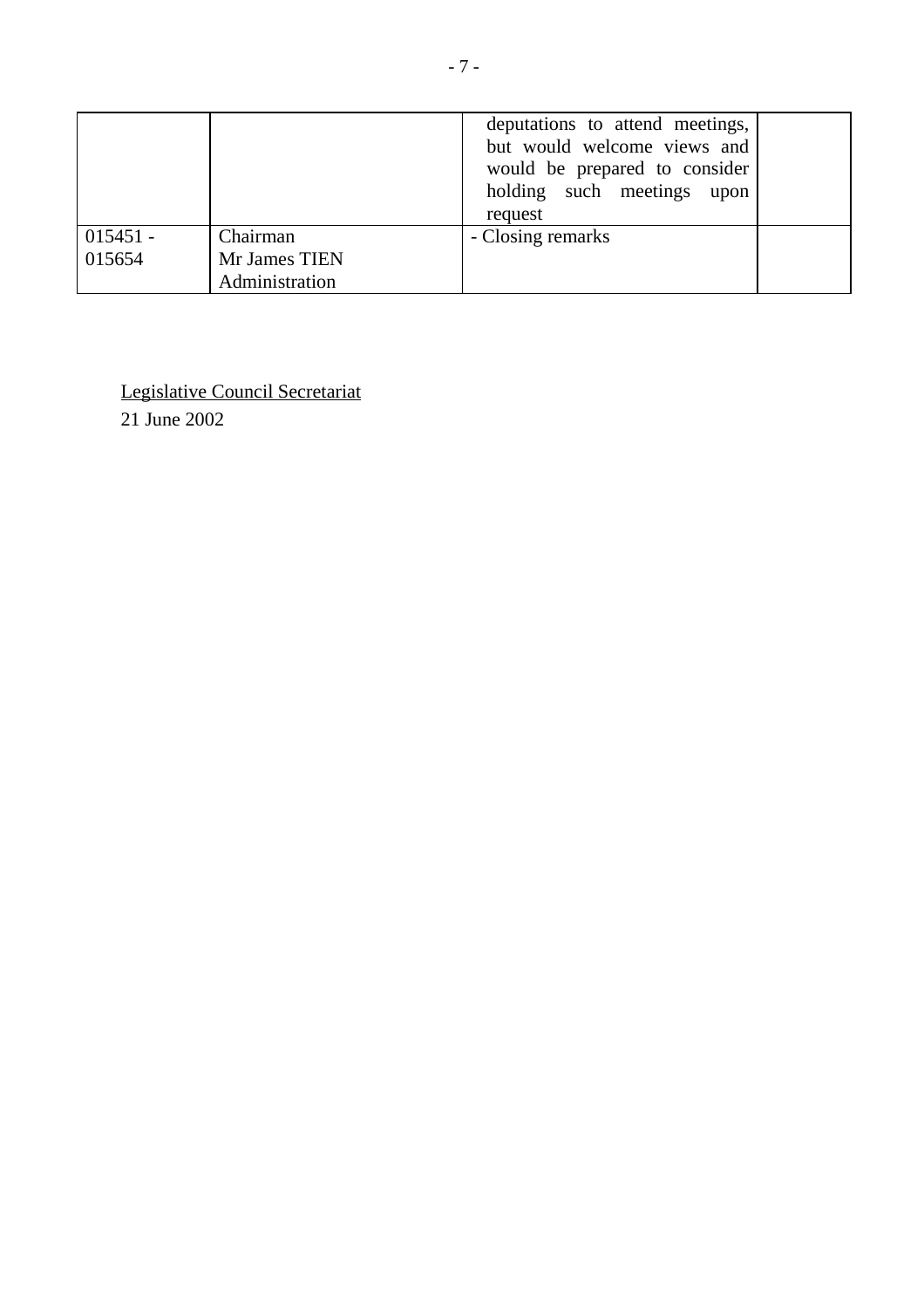| | | | |
|---|---|---|---|
| | | deputations to attend meetings, but would welcome views and would be prepared to consider holding such meetings upon request | |
| 015451 - 015654 | Chairman<br>Mr James TIEN<br>Administration | - Closing remarks | |

Legislative Council Secretariat
21 June 2002